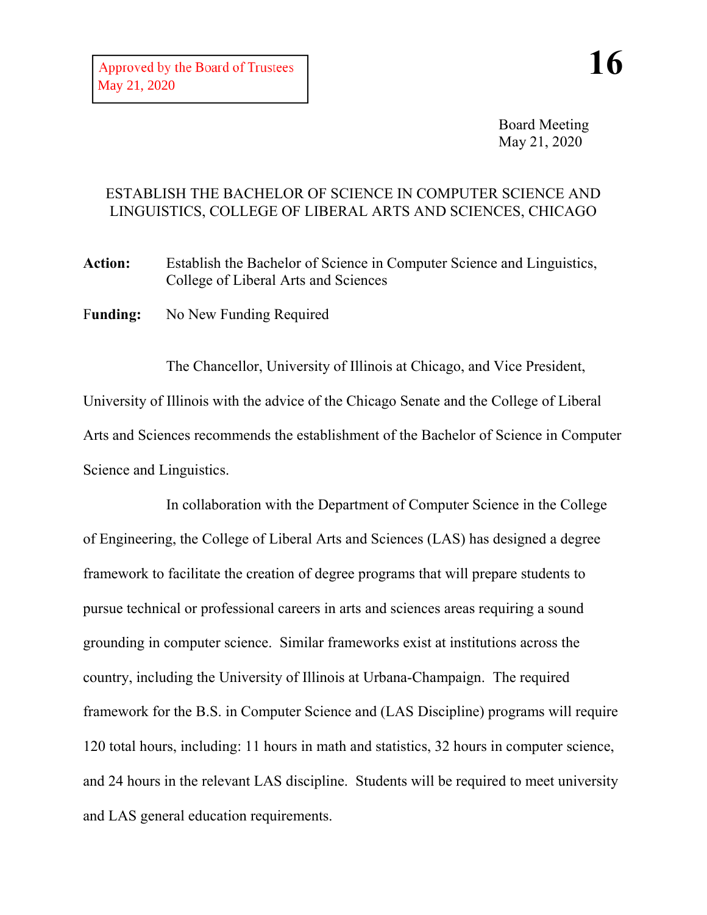Approved by the Board of Trustees
May 21, 2020

**16**

Board Meeting
May 21, 2020

# ESTABLISH THE BACHELOR OF SCIENCE IN COMPUTER SCIENCE AND LINGUISTICS, COLLEGE OF LIBERAL ARTS AND SCIENCES, CHICAGO

**Action:** Establish the Bachelor of Science in Computer Science and Linguistics, College of Liberal Arts and Sciences

**Funding:** No New Funding Required

The Chancellor, University of Illinois at Chicago, and Vice President, University of Illinois with the advice of the Chicago Senate and the College of Liberal Arts and Sciences recommends the establishment of the Bachelor of Science in Computer Science and Linguistics.

In collaboration with the Department of Computer Science in the College of Engineering, the College of Liberal Arts and Sciences (LAS) has designed a degree framework to facilitate the creation of degree programs that will prepare students to pursue technical or professional careers in arts and sciences areas requiring a sound grounding in computer science. Similar frameworks exist at institutions across the country, including the University of Illinois at Urbana-Champaign. The required framework for the B.S. in Computer Science and (LAS Discipline) programs will require 120 total hours, including: 11 hours in math and statistics, 32 hours in computer science, and 24 hours in the relevant LAS discipline. Students will be required to meet university and LAS general education requirements.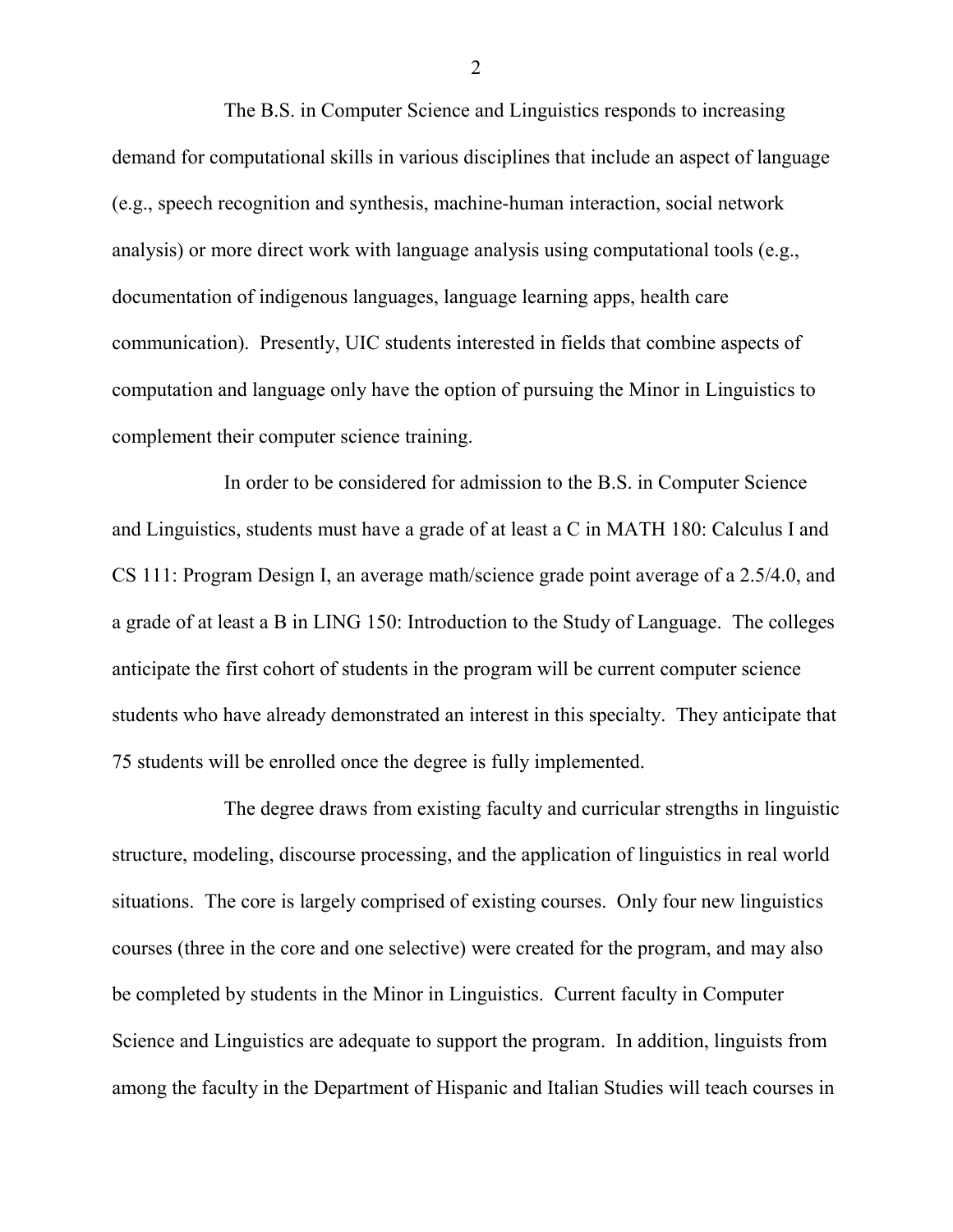The B.S. in Computer Science and Linguistics responds to increasing demand for computational skills in various disciplines that include an aspect of language (e.g., speech recognition and synthesis, machine-human interaction, social network analysis) or more direct work with language analysis using computational tools (e.g., documentation of indigenous languages, language learning apps, health care communication). Presently, UIC students interested in fields that combine aspects of computation and language only have the option of pursuing the Minor in Linguistics to complement their computer science training.

In order to be considered for admission to the B.S. in Computer Science and Linguistics, students must have a grade of at least a C in MATH 180: Calculus I and CS 111: Program Design I, an average math/science grade point average of a 2.5/4.0, and a grade of at least a B in LING 150: Introduction to the Study of Language. The colleges anticipate the first cohort of students in the program will be current computer science students who have already demonstrated an interest in this specialty. They anticipate that 75 students will be enrolled once the degree is fully implemented.

The degree draws from existing faculty and curricular strengths in linguistic structure, modeling, discourse processing, and the application of linguistics in real world situations. The core is largely comprised of existing courses. Only four new linguistics courses (three in the core and one selective) were created for the program, and may also be completed by students in the Minor in Linguistics. Current faculty in Computer Science and Linguistics are adequate to support the program. In addition, linguists from among the faculty in the Department of Hispanic and Italian Studies will teach courses in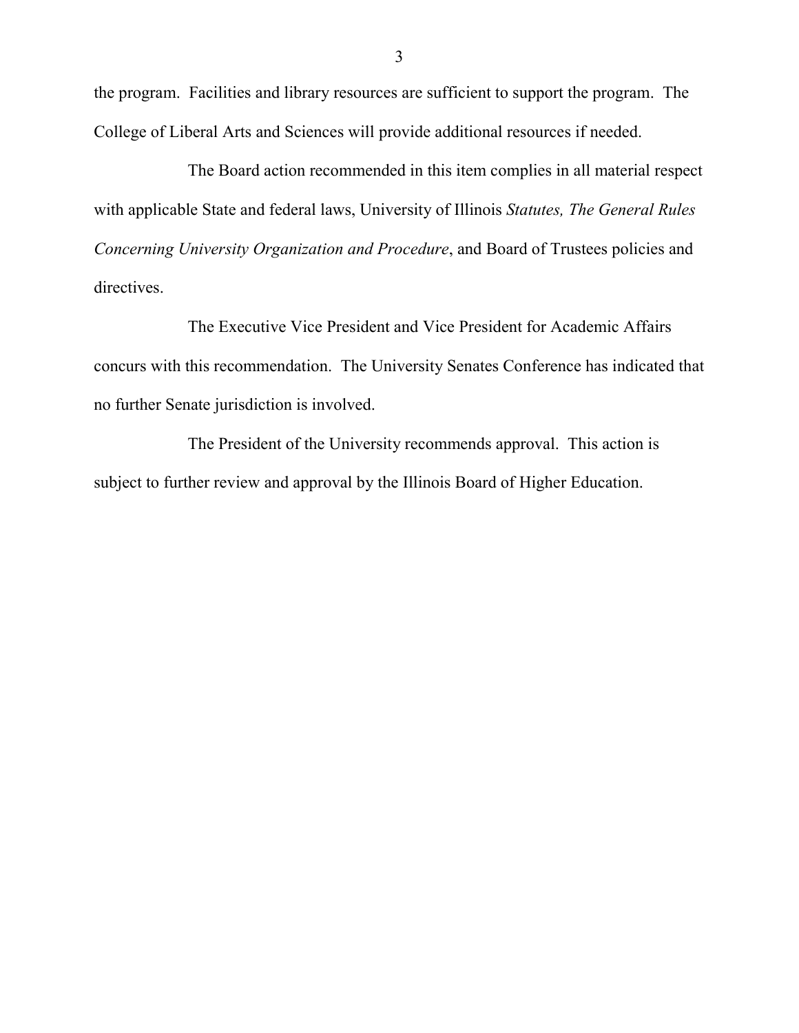the program. Facilities and library resources are sufficient to support the program. The College of Liberal Arts and Sciences will provide additional resources if needed.

The Board action recommended in this item complies in all material respect with applicable State and federal laws, University of Illinois *Statutes, The General Rules Concerning University Organization and Procedure*, and Board of Trustees policies and directives.

The Executive Vice President and Vice President for Academic Affairs concurs with this recommendation. The University Senates Conference has indicated that no further Senate jurisdiction is involved.

The President of the University recommends approval. This action is subject to further review and approval by the Illinois Board of Higher Education.